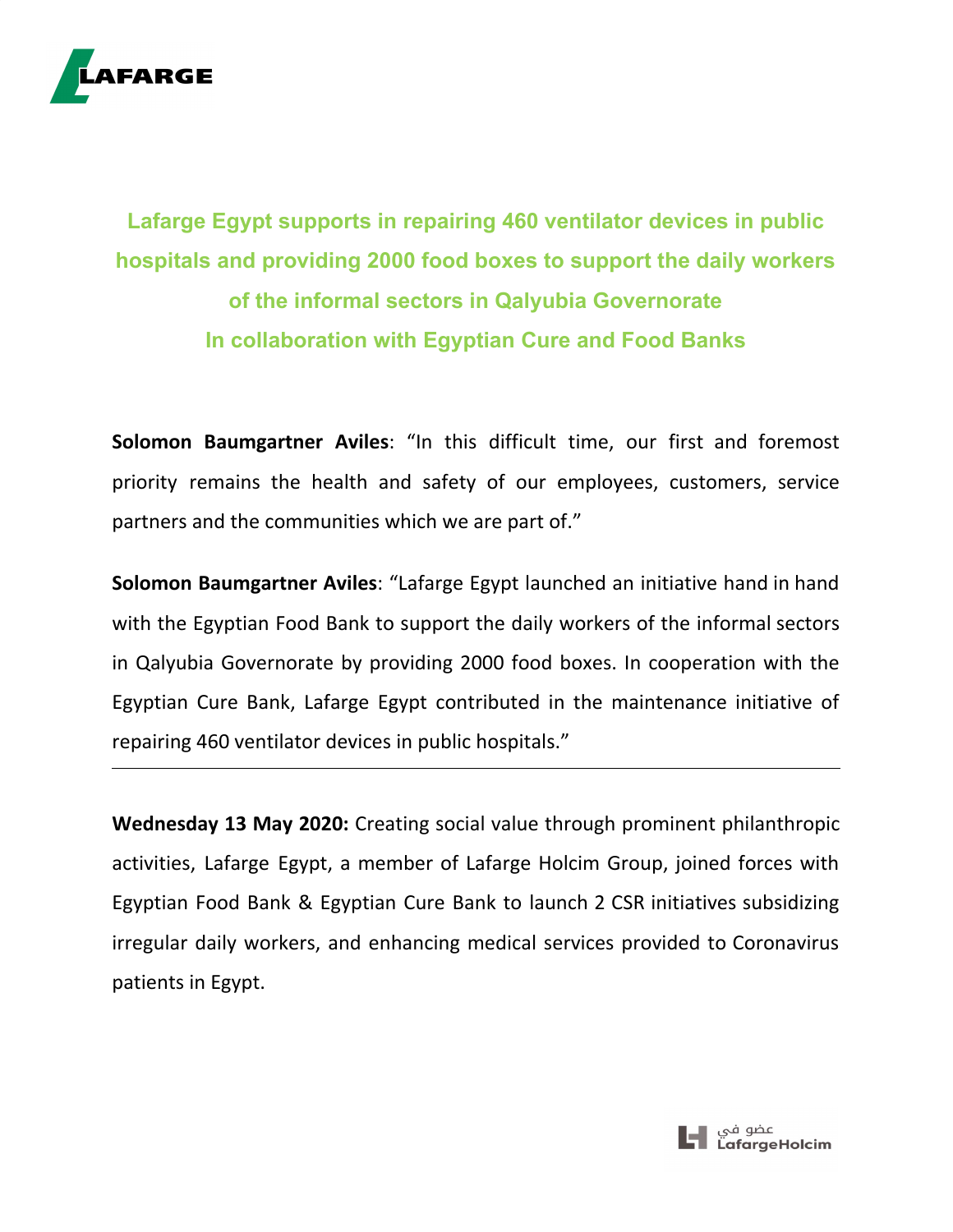# Lafarge Egypt supports in repairing 460 ventilator devices in public hospitals and providing 2000 food boxes to support the daily workers of the informal sectors in Qalyubia Governorate In collaboration with Egyptian Cure and Food Banks

**Solomon Baumgartner Aviles**: "In this difficult time, our first and foremost priority remains the health and safety of our employees, customers, service partners and the communities which we are part of."

**Solomon Baumgartner Aviles**: "Lafarge Egypt launched an initiative hand in hand with the Egyptian Food Bank to support the daily workers of the informal sectors in Qalyubia Governorate by providing 2000 food boxes. In cooperation with the Egyptian Cure Bank, Lafarge Egypt contributed in the maintenance initiative of repairing 460 ventilator devices in public hospitals."

---

**Wednesday 13 May 2020:** Creating social value through prominent philanthropic activities, Lafarge Egypt, a member of Lafarge Holcim Group, joined forces with Egyptian Food Bank & Egyptian Cure Bank to launch 2 CSR initiatives subsidizing irregular daily workers, and enhancing medical services provided to Coronavirus patients in Egypt.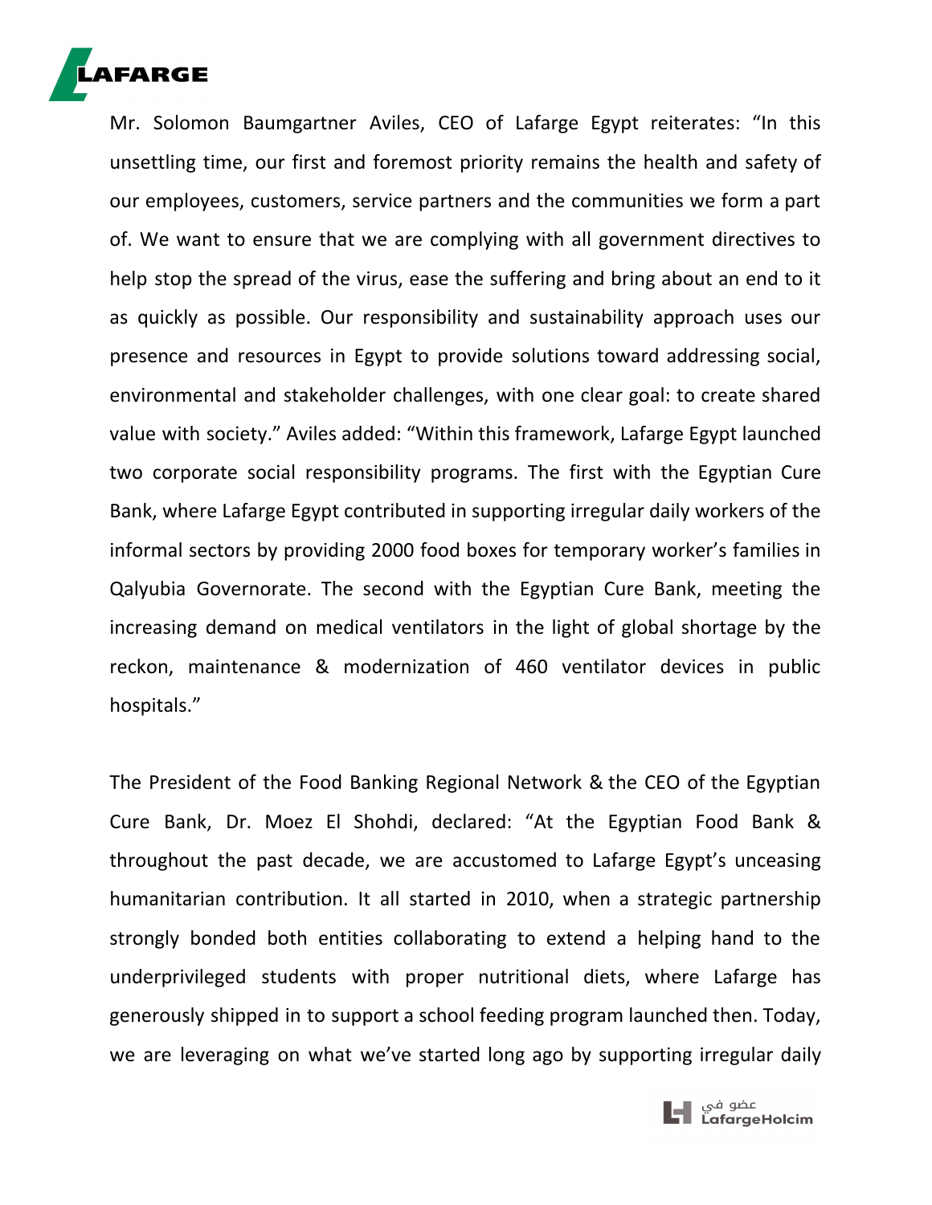Mr. Solomon Baumgartner Aviles, CEO of Lafarge Egypt reiterates: "In this unsettling time, our first and foremost priority remains the health and safety of our employees, customers, service partners and the communities we form a part of. We want to ensure that we are complying with all government directives to help stop the spread of the virus, ease the suffering and bring about an end to it as quickly as possible. Our responsibility and sustainability approach uses our presence and resources in Egypt to provide solutions toward addressing social, environmental and stakeholder challenges, with one clear goal: to create shared value with society." Aviles added: "Within this framework, Lafarge Egypt launched two corporate social responsibility programs. The first with the Egyptian Cure Bank, where Lafarge Egypt contributed in supporting irregular daily workers of the informal sectors by providing 2000 food boxes for temporary worker's families in Qalyubia Governorate. The second with the Egyptian Cure Bank, meeting the increasing demand on medical ventilators in the light of global shortage by the reckon, maintenance & modernization of 460 ventilator devices in public hospitals."

The President of the Food Banking Regional Network & the CEO of the Egyptian Cure Bank, Dr. Moez El Shohdi, declared: "At the Egyptian Food Bank & throughout the past decade, we are accustomed to Lafarge Egypt's unceasing humanitarian contribution. It all started in 2010, when a strategic partnership strongly bonded both entities collaborating to extend a helping hand to the underprivileged students with proper nutritional diets, where Lafarge has generously shipped in to support a school feeding program launched then. Today, we are leveraging on what we've started long ago by supporting irregular daily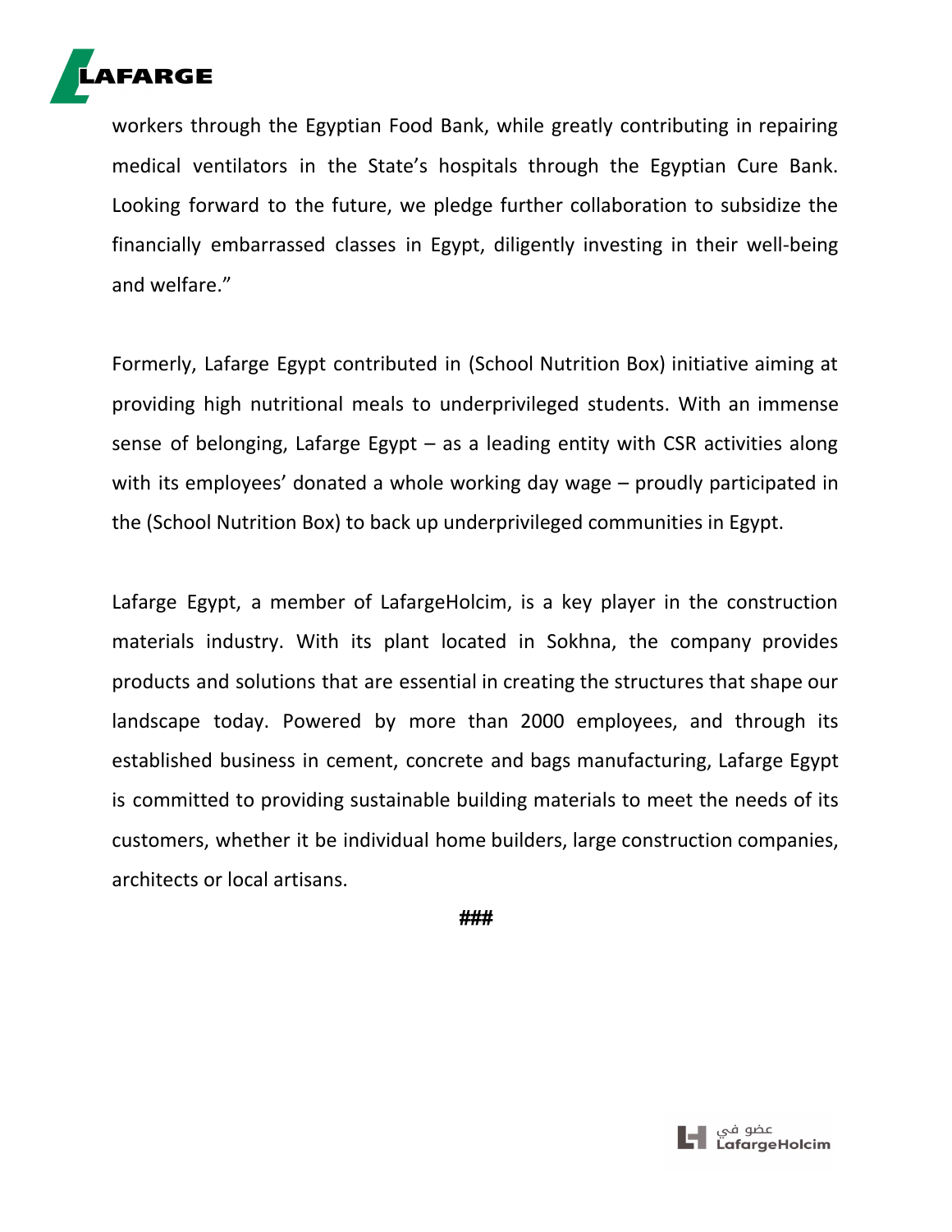workers through the Egyptian Food Bank, while greatly contributing in repairing medical ventilators in the State's hospitals through the Egyptian Cure Bank. Looking forward to the future, we pledge further collaboration to subsidize the financially embarrassed classes in Egypt, diligently investing in their well-being and welfare."

Formerly, Lafarge Egypt contributed in (School Nutrition Box) initiative aiming at providing high nutritional meals to underprivileged students. With an immense sense of belonging, Lafarge Egypt – as a leading entity with CSR activities along with its employees' donated a whole working day wage – proudly participated in the (School Nutrition Box) to back up underprivileged communities in Egypt.

Lafarge Egypt, a member of LafargeHolcim, is a key player in the construction materials industry. With its plant located in Sokhna, the company provides products and solutions that are essential in creating the structures that shape our landscape today. Powered by more than 2000 employees, and through its established business in cement, concrete and bags manufacturing, Lafarge Egypt is committed to providing sustainable building materials to meet the needs of its customers, whether it be individual home builders, large construction companies, architects or local artisans.

###